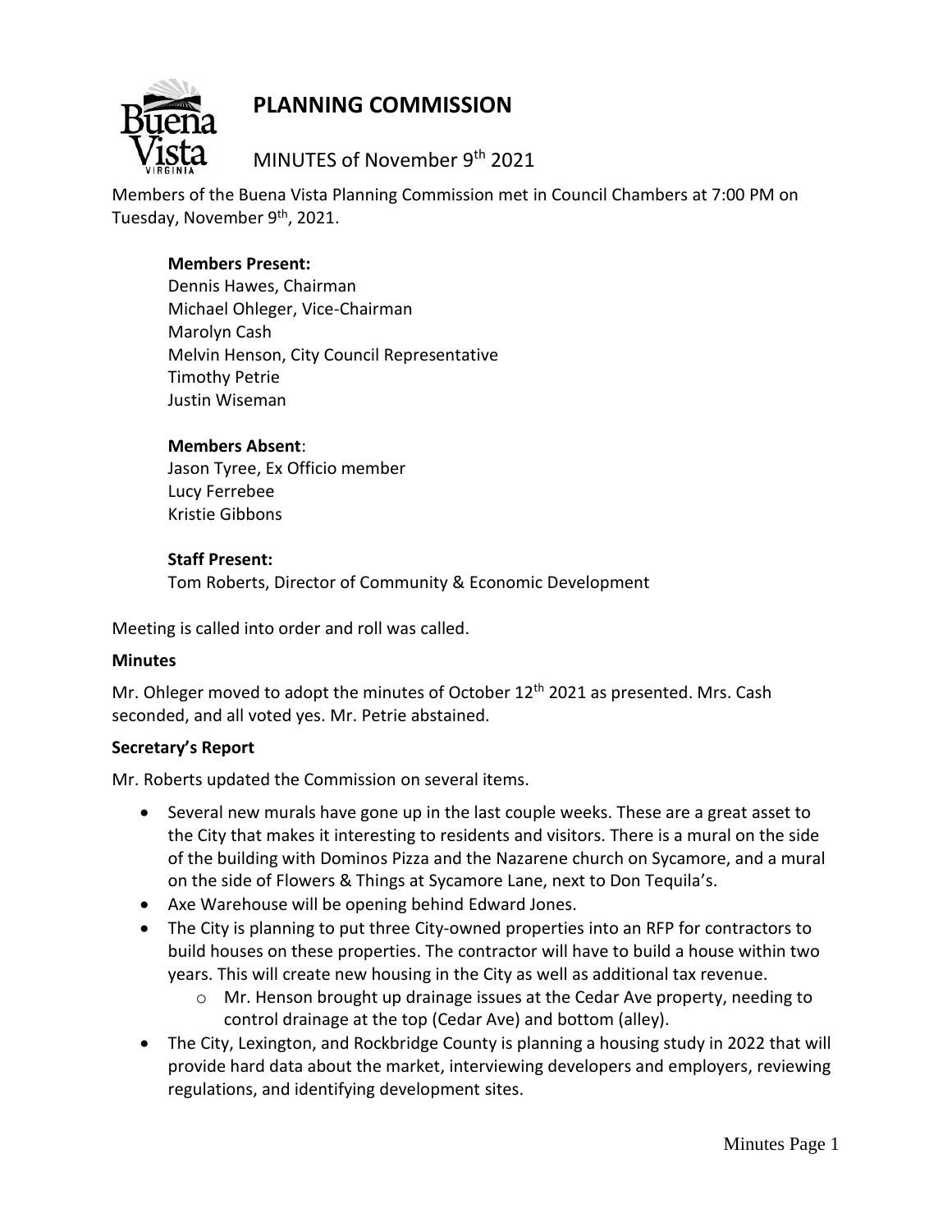# PLANNING COMMISSION

MINUTES of November 9th 2021

Members of the Buena Vista Planning Commission met in Council Chambers at 7:00 PM on Tuesday, November 9th, 2021.

**Members Present:**
Dennis Hawes, Chairman
Michael Ohleger, Vice-Chairman
Marolyn Cash
Melvin Henson, City Council Representative
Timothy Petrie
Justin Wiseman

**Members Absent**:
Jason Tyree, Ex Officio member
Lucy Ferrebee
Kristie Gibbons

**Staff Present:**
Tom Roberts, Director of Community & Economic Development

Meeting is called into order and roll was called.

**Minutes**

Mr. Ohleger moved to adopt the minutes of October 12th 2021 as presented. Mrs. Cash seconded, and all voted yes. Mr. Petrie abstained.

**Secretary's Report**

Mr. Roberts updated the Commission on several items.

- Several new murals have gone up in the last couple weeks. These are a great asset to the City that makes it interesting to residents and visitors. There is a mural on the side of the building with Dominos Pizza and the Nazarene church on Sycamore, and a mural on the side of Flowers & Things at Sycamore Lane, next to Don Tequila's.
- Axe Warehouse will be opening behind Edward Jones.
- The City is planning to put three City-owned properties into an RFP for contractors to build houses on these properties. The contractor will have to build a house within two years. This will create new housing in the City as well as additional tax revenue.
  - Mr. Henson brought up drainage issues at the Cedar Ave property, needing to control drainage at the top (Cedar Ave) and bottom (alley).
- The City, Lexington, and Rockbridge County is planning a housing study in 2022 that will provide hard data about the market, interviewing developers and employers, reviewing regulations, and identifying development sites.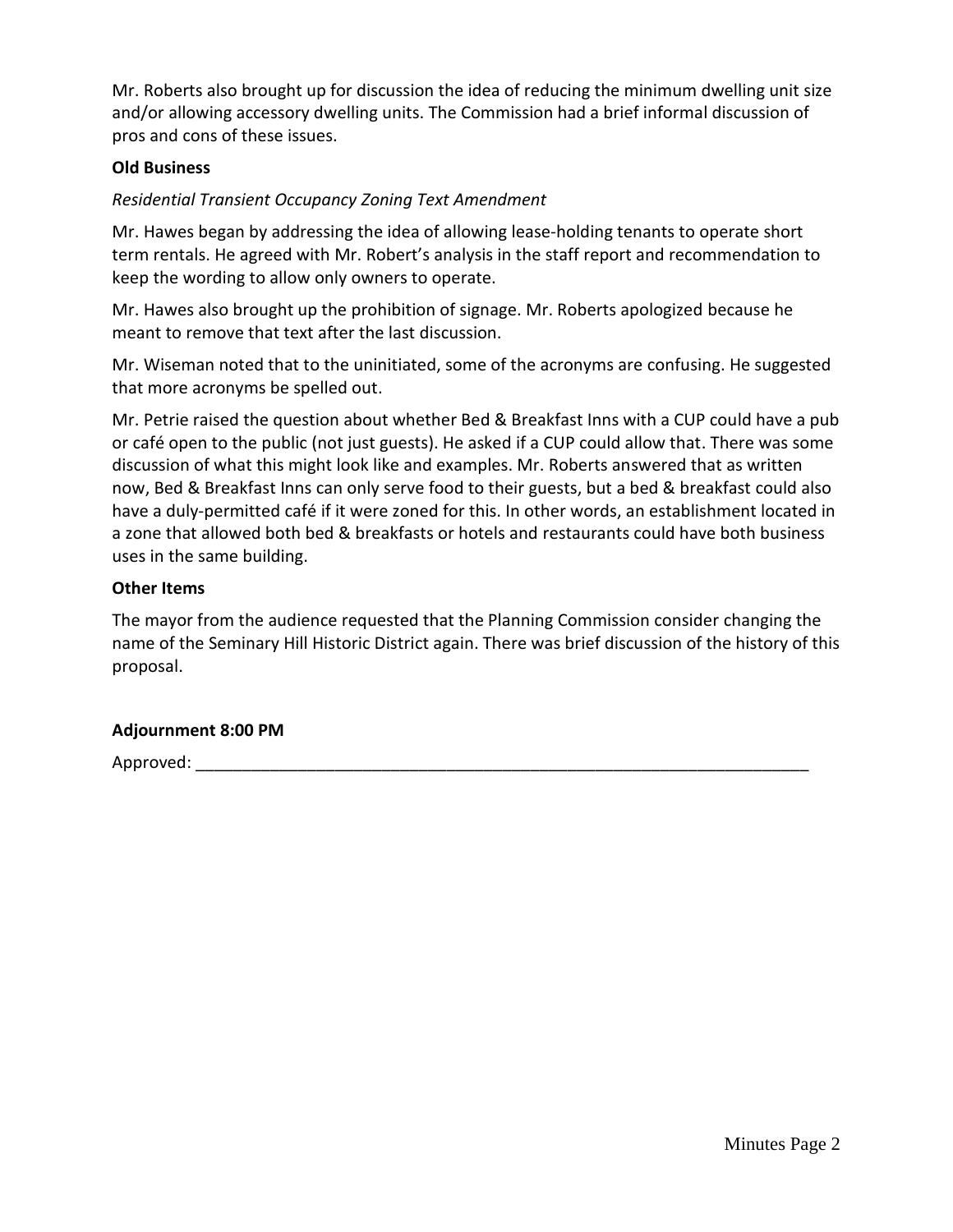Mr. Roberts also brought up for discussion the idea of reducing the minimum dwelling unit size and/or allowing accessory dwelling units. The Commission had a brief informal discussion of pros and cons of these issues.

**Old Business**

*Residential Transient Occupancy Zoning Text Amendment*

Mr. Hawes began by addressing the idea of allowing lease-holding tenants to operate short term rentals. He agreed with Mr. Robert's analysis in the staff report and recommendation to keep the wording to allow only owners to operate.

Mr. Hawes also brought up the prohibition of signage. Mr. Roberts apologized because he meant to remove that text after the last discussion.

Mr. Wiseman noted that to the uninitiated, some of the acronyms are confusing. He suggested that more acronyms be spelled out.

Mr. Petrie raised the question about whether Bed & Breakfast Inns with a CUP could have a pub or café open to the public (not just guests). He asked if a CUP could allow that. There was some discussion of what this might look like and examples. Mr. Roberts answered that as written now, Bed & Breakfast Inns can only serve food to their guests, but a bed & breakfast could also have a duly-permitted café if it were zoned for this. In other words, an establishment located in a zone that allowed both bed & breakfasts or hotels and restaurants could have both business uses in the same building.

**Other Items**

The mayor from the audience requested that the Planning Commission consider changing the name of the Seminary Hill Historic District again. There was brief discussion of the history of this proposal.

**Adjournment 8:00 PM**

Approved: ____________________________________________________________________